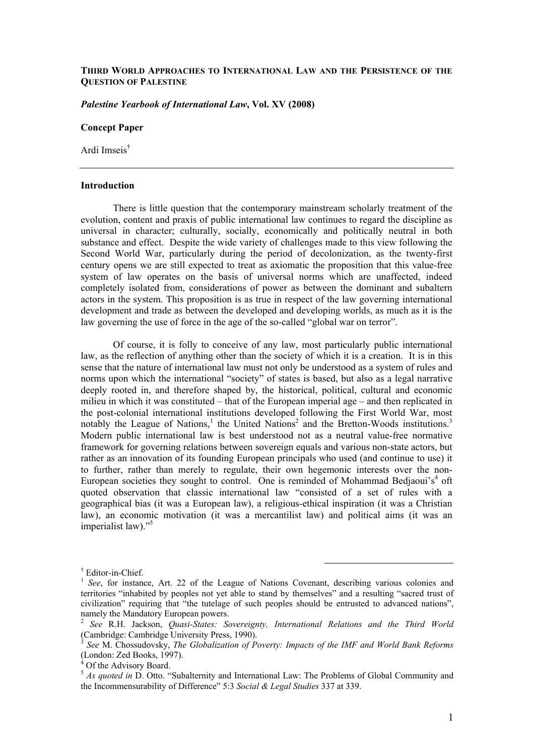**THIRD WORLD APPROACHES TO INTERNATIONAL LAW AND THE PERSISTENCE OF THE QUESTION OF PALESTINE**

***Palestine Yearbook of International Law*, Vol. XV (2008)**

**Concept Paper**

Ardi Imseis[†]

---

## Introduction

There is little question that the contemporary mainstream scholarly treatment of the evolution, content and praxis of public international law continues to regard the discipline as universal in character; culturally, socially, economically and politically neutral in both substance and effect. Despite the wide variety of challenges made to this view following the Second World War, particularly during the period of decolonization, as the twenty-first century opens we are still expected to treat as axiomatic the proposition that this value-free system of law operates on the basis of universal norms which are unaffected, indeed completely isolated from, considerations of power as between the dominant and subaltern actors in the system. This proposition is as true in respect of the law governing international development and trade as between the developed and developing worlds, as much as it is the law governing the use of force in the age of the so-called "global war on terror".

Of course, it is folly to conceive of any law, most particularly public international law, as the reflection of anything other than the society of which it is a creation. It is in this sense that the nature of international law must not only be understood as a system of rules and norms upon which the international "society" of states is based, but also as a legal narrative deeply rooted in, and therefore shaped by, the historical, political, cultural and economic milieu in which it was constituted – that of the European imperial age – and then replicated in the post-colonial international institutions developed following the First World War, most notably the League of Nations,[1] the United Nations[2] and the Bretton-Woods institutions.[3] Modern public international law is best understood not as a neutral value-free normative framework for governing relations between sovereign equals and various non-state actors, but rather as an innovation of its founding European principals who used (and continue to use) it to further, rather than merely to regulate, their own hegemonic interests over the non-European societies they sought to control. One is reminded of Mohammad Bedjaoui's[4] oft quoted observation that classic international law "consisted of a set of rules with a geographical bias (it was a European law), a religious-ethical inspiration (it was a Christian law), an economic motivation (it was a mercantilist law) and political aims (it was an imperialist law)."[5]

---

[†] Editor-in-Chief.

[1] *See*, for instance, Art. 22 of the League of Nations Covenant, describing various colonies and territories "inhabited by peoples not yet able to stand by themselves" and a resulting "sacred trust of civilization" requiring that "the tutelage of such peoples should be entrusted to advanced nations", namely the Mandatory European powers.

[2] *See* R.H. Jackson, *Quasi-States: Sovereignty, International Relations and the Third World* (Cambridge: Cambridge University Press, 1990).

[3] *See* M. Chossudovsky, *The Globalization of Poverty: Impacts of the IMF and World Bank Reforms* (London: Zed Books, 1997).

[4] Of the Advisory Board.

[5] *As quoted in* D. Otto. "Subalternity and International Law: The Problems of Global Community and the Incommensurability of Difference" 5:3 *Social & Legal Studies* 337 at 339.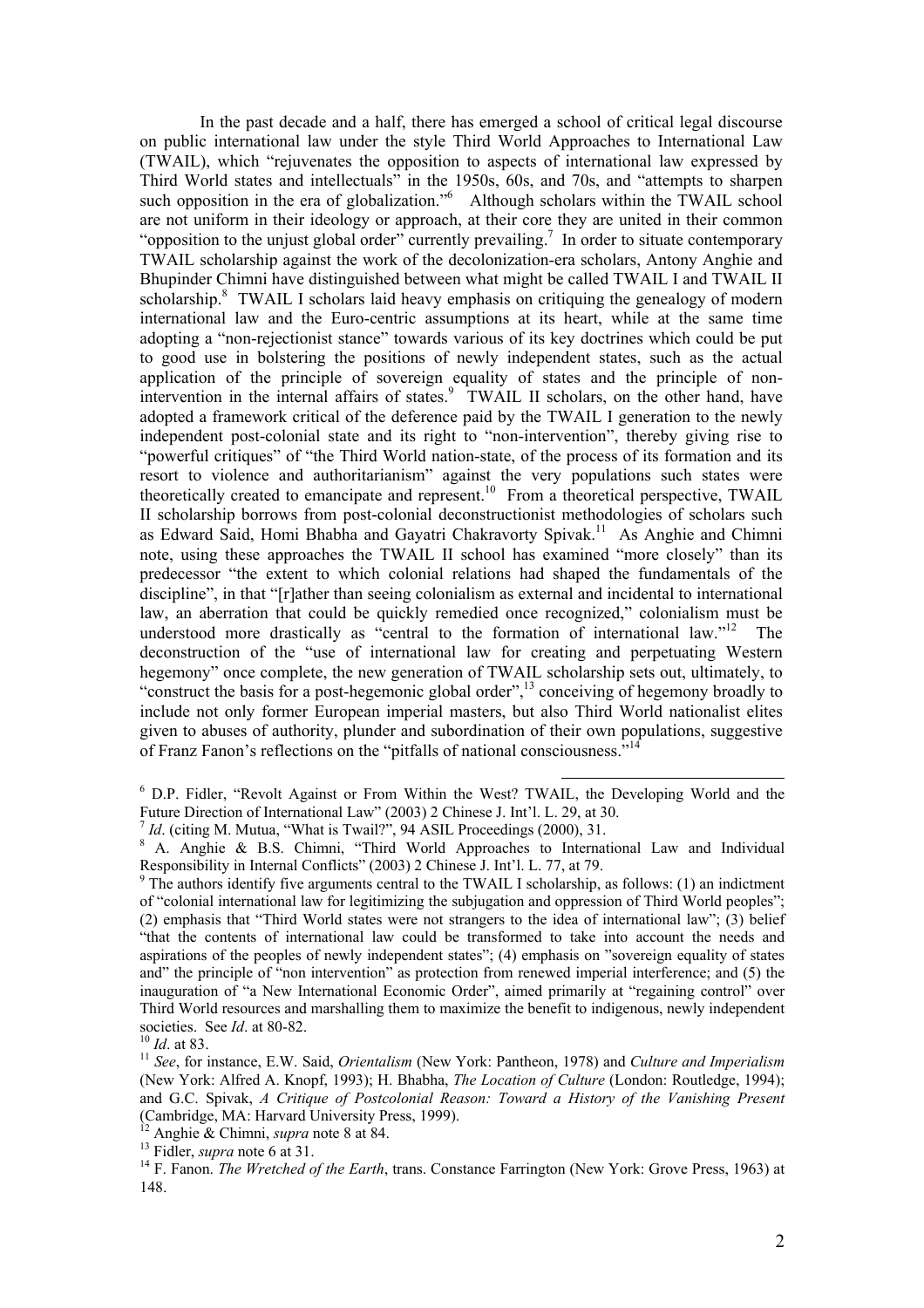In the past decade and a half, there has emerged a school of critical legal discourse on public international law under the style Third World Approaches to International Law (TWAIL), which "rejuvenates the opposition to aspects of international law expressed by Third World states and intellectuals" in the 1950s, 60s, and 70s, and "attempts to sharpen such opposition in the era of globalization."[6] Although scholars within the TWAIL school are not uniform in their ideology or approach, at their core they are united in their common "opposition to the unjust global order" currently prevailing.[7] In order to situate contemporary TWAIL scholarship against the work of the decolonization-era scholars, Antony Anghie and Bhupinder Chimni have distinguished between what might be called TWAIL I and TWAIL II scholarship.[8] TWAIL I scholars laid heavy emphasis on critiquing the genealogy of modern international law and the Euro-centric assumptions at its heart, while at the same time adopting a "non-rejectionist stance" towards various of its key doctrines which could be put to good use in bolstering the positions of newly independent states, such as the actual application of the principle of sovereign equality of states and the principle of non-intervention in the internal affairs of states.[9] TWAIL II scholars, on the other hand, have adopted a framework critical of the deference paid by the TWAIL I generation to the newly independent post-colonial state and its right to "non-intervention", thereby giving rise to "powerful critiques" of "the Third World nation-state, of the process of its formation and its resort to violence and authoritarianism" against the very populations such states were theoretically created to emancipate and represent.[10] From a theoretical perspective, TWAIL II scholarship borrows from post-colonial deconstructionist methodologies of scholars such as Edward Said, Homi Bhabha and Gayatri Chakravorty Spivak.[11] As Anghie and Chimni note, using these approaches the TWAIL II school has examined "more closely" than its predecessor "the extent to which colonial relations had shaped the fundamentals of the discipline", in that "[r]ather than seeing colonialism as external and incidental to international law, an aberration that could be quickly remedied once recognized," colonialism must be understood more drastically as "central to the formation of international law."[12] The deconstruction of the "use of international law for creating and perpetuating Western hegemony" once complete, the new generation of TWAIL scholarship sets out, ultimately, to "construct the basis for a post-hegemonic global order",[13] conceiving of hegemony broadly to include not only former European imperial masters, but also Third World nationalist elites given to abuses of authority, plunder and subordination of their own populations, suggestive of Franz Fanon's reflections on the "pitfalls of national consciousness."[14]

---

[6] D.P. Fidler, "Revolt Against or From Within the West? TWAIL, the Developing World and the Future Direction of International Law" (2003) 2 Chinese J. Int'l. L. 29, at 30.

[7] *Id*. (citing M. Mutua, "What is Twail?", 94 ASIL Proceedings (2000), 31.

[8] A. Anghie & B.S. Chimni, "Third World Approaches to International Law and Individual Responsibility in Internal Conflicts" (2003) 2 Chinese J. Int'l. L. 77, at 79.

[9] The authors identify five arguments central to the TWAIL I scholarship, as follows: (1) an indictment of "colonial international law for legitimizing the subjugation and oppression of Third World peoples"; (2) emphasis that "Third World states were not strangers to the idea of international law"; (3) belief "that the contents of international law could be transformed to take into account the needs and aspirations of the peoples of newly independent states"; (4) emphasis on "sovereign equality of states and" the principle of "non intervention" as protection from renewed imperial interference; and (5) the inauguration of "a New International Economic Order", aimed primarily at "regaining control" over Third World resources and marshalling them to maximize the benefit to indigenous, newly independent societies. See *Id*. at 80-82.

[10] *Id*. at 83.

[11] *See*, for instance, E.W. Said, *Orientalism* (New York: Pantheon, 1978) and *Culture and Imperialism* (New York: Alfred A. Knopf, 1993); H. Bhabha, *The Location of Culture* (London: Routledge, 1994); and G.C. Spivak, *A Critique of Postcolonial Reason: Toward a History of the Vanishing Present* (Cambridge, MA: Harvard University Press, 1999).

[12] Anghie & Chimni, *supra* note 8 at 84.

[13] Fidler, *supra* note 6 at 31.

[14] F. Fanon. *The Wretched of the Earth*, trans. Constance Farrington (New York: Grove Press, 1963) at 148.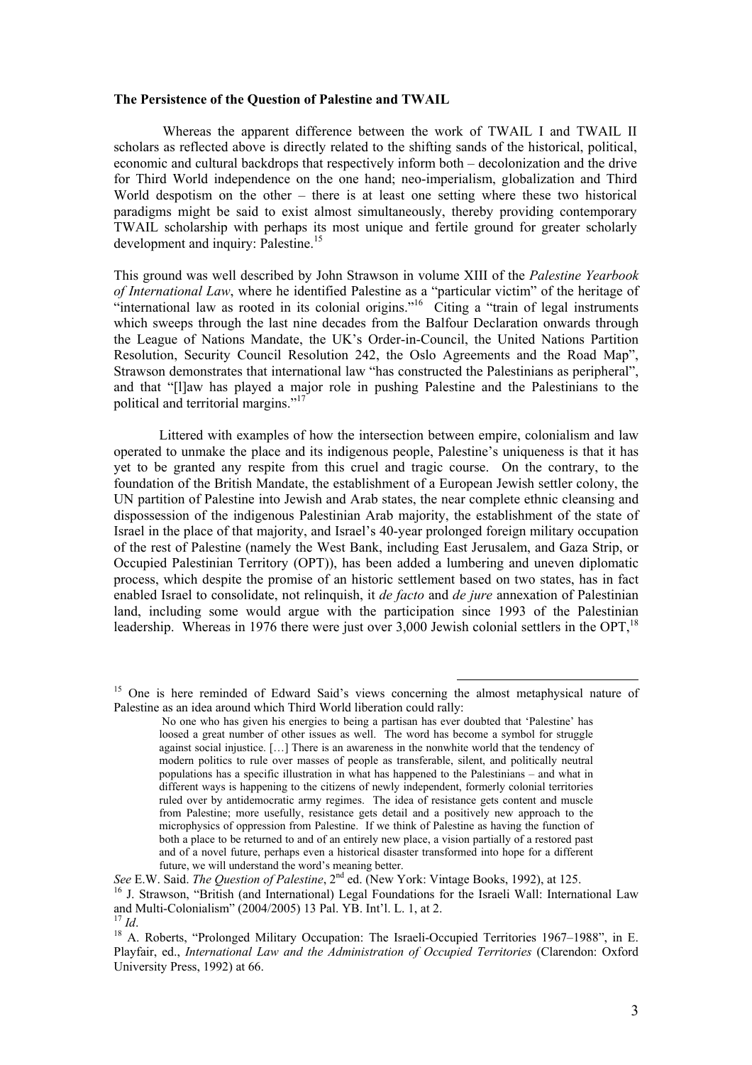**The Persistence of the Question of Palestine and TWAIL**

Whereas the apparent difference between the work of TWAIL I and TWAIL II scholars as reflected above is directly related to the shifting sands of the historical, political, economic and cultural backdrops that respectively inform both – decolonization and the drive for Third World independence on the one hand; neo-imperialism, globalization and Third World despotism on the other – there is at least one setting where these two historical paradigms might be said to exist almost simultaneously, thereby providing contemporary TWAIL scholarship with perhaps its most unique and fertile ground for greater scholarly development and inquiry: Palestine.[15]

This ground was well described by John Strawson in volume XIII of the *Palestine Yearbook of International Law*, where he identified Palestine as a "particular victim" of the heritage of "international law as rooted in its colonial origins."[16] Citing a "train of legal instruments which sweeps through the last nine decades from the Balfour Declaration onwards through the League of Nations Mandate, the UK's Order-in-Council, the United Nations Partition Resolution, Security Council Resolution 242, the Oslo Agreements and the Road Map", Strawson demonstrates that international law "has constructed the Palestinians as peripheral", and that "[l]aw has played a major role in pushing Palestine and the Palestinians to the political and territorial margins."[17]

Littered with examples of how the intersection between empire, colonialism and law operated to unmake the place and its indigenous people, Palestine's uniqueness is that it has yet to be granted any respite from this cruel and tragic course. On the contrary, to the foundation of the British Mandate, the establishment of a European Jewish settler colony, the UN partition of Palestine into Jewish and Arab states, the near complete ethnic cleansing and dispossession of the indigenous Palestinian Arab majority, the establishment of the state of Israel in the place of that majority, and Israel's 40-year prolonged foreign military occupation of the rest of Palestine (namely the West Bank, including East Jerusalem, and Gaza Strip, or Occupied Palestinian Territory (OPT)), has been added a lumbering and uneven diplomatic process, which despite the promise of an historic settlement based on two states, has in fact enabled Israel to consolidate, not relinquish, it *de facto* and *de jure* annexation of Palestinian land, including some would argue with the participation since 1993 of the Palestinian leadership. Whereas in 1976 there were just over 3,000 Jewish colonial settlers in the OPT,[18]

---

[15] One is here reminded of Edward Said's views concerning the almost metaphysical nature of Palestine as an idea around which Third World liberation could rally:

> No one who has given his energies to being a partisan has ever doubted that 'Palestine' has loosed a great number of other issues as well. The word has become a symbol for struggle against social injustice. […] There is an awareness in the nonwhite world that the tendency of modern politics to rule over masses of people as transferable, silent, and politically neutral populations has a specific illustration in what has happened to the Palestinians – and what in different ways is happening to the citizens of newly independent, formerly colonial territories ruled over by antidemocratic army regimes. The idea of resistance gets content and muscle from Palestine; more usefully, resistance gets detail and a positively new approach to the microphysics of oppression from Palestine. If we think of Palestine as having the function of both a place to be returned to and of an entirely new place, a vision partially of a restored past and of a novel future, perhaps even a historical disaster transformed into hope for a different future, we will understand the word's meaning better.

*See* E.W. Said. *The Question of Palestine*, 2nd ed. (New York: Vintage Books, 1992), at 125.

[16] J. Strawson, "British (and International) Legal Foundations for the Israeli Wall: International Law and Multi-Colonialism" (2004/2005) 13 Pal. YB. Int'l. L. 1, at 2.

[17] *Id*.

[18] A. Roberts, "Prolonged Military Occupation: The Israeli-Occupied Territories 1967–1988", in E. Playfair, ed., *International Law and the Administration of Occupied Territories* (Clarendon: Oxford University Press, 1992) at 66.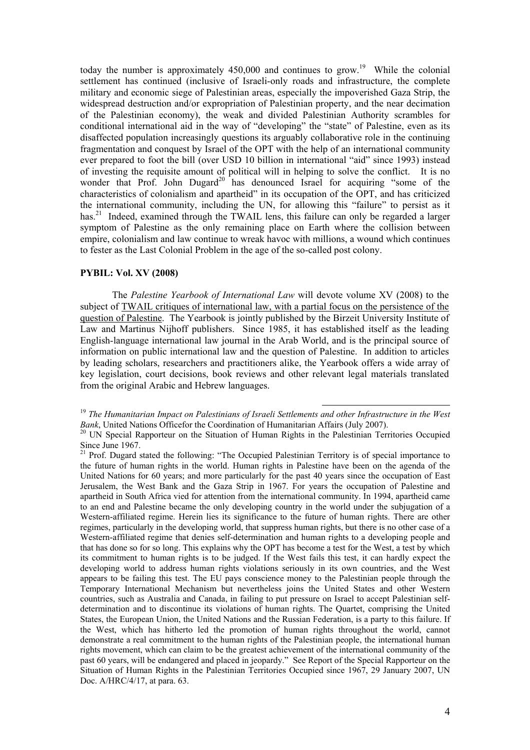today the number is approximately 450,000 and continues to grow.[19] While the colonial settlement has continued (inclusive of Israeli-only roads and infrastructure, the complete military and economic siege of Palestinian areas, especially the impoverished Gaza Strip, the widespread destruction and/or expropriation of Palestinian property, and the near decimation of the Palestinian economy), the weak and divided Palestinian Authority scrambles for conditional international aid in the way of "developing" the "state" of Palestine, even as its disaffected population increasingly questions its arguably collaborative role in the continuing fragmentation and conquest by Israel of the OPT with the help of an international community ever prepared to foot the bill (over USD 10 billion in international "aid" since 1993) instead of investing the requisite amount of political will in helping to solve the conflict. It is no wonder that Prof. John Dugard[20] has denounced Israel for acquiring "some of the characteristics of colonialism and apartheid" in its occupation of the OPT, and has criticized the international community, including the UN, for allowing this "failure" to persist as it has.[21] Indeed, examined through the TWAIL lens, this failure can only be regarded a larger symptom of Palestine as the only remaining place on Earth where the collision between empire, colonialism and law continue to wreak havoc with millions, a wound which continues to fester as the Last Colonial Problem in the age of the so-called post colony.

**PYBIL: Vol. XV (2008)**

The *Palestine Yearbook of International Law* will devote volume XV (2008) to the subject of <u>TWAIL critiques of international law, with a partial focus on the persistence of the question of Palestine</u>. The Yearbook is jointly published by the Birzeit University Institute of Law and Martinus Nijhoff publishers. Since 1985, it has established itself as the leading English-language international law journal in the Arab World, and is the principal source of information on public international law and the question of Palestine. In addition to articles by leading scholars, researchers and practitioners alike, the Yearbook offers a wide array of key legislation, court decisions, book reviews and other relevant legal materials translated from the original Arabic and Hebrew languages.

---

[19] *The Humanitarian Impact on Palestinians of Israeli Settlements and other Infrastructure in the West Bank*, United Nations Officefor the Coordination of Humanitarian Affairs (July 2007).

[20] UN Special Rapporteur on the Situation of Human Rights in the Palestinian Territories Occupied Since June 1967.

[21] Prof. Dugard stated the following: "The Occupied Palestinian Territory is of special importance to the future of human rights in the world. Human rights in Palestine have been on the agenda of the United Nations for 60 years; and more particularly for the past 40 years since the occupation of East Jerusalem, the West Bank and the Gaza Strip in 1967. For years the occupation of Palestine and apartheid in South Africa vied for attention from the international community. In 1994, apartheid came to an end and Palestine became the only developing country in the world under the subjugation of a Western-affiliated regime. Herein lies its significance to the future of human rights. There are other regimes, particularly in the developing world, that suppress human rights, but there is no other case of a Western-affiliated regime that denies self-determination and human rights to a developing people and that has done so for so long. This explains why the OPT has become a test for the West, a test by which its commitment to human rights is to be judged. If the West fails this test, it can hardly expect the developing world to address human rights violations seriously in its own countries, and the West appears to be failing this test. The EU pays conscience money to the Palestinian people through the Temporary International Mechanism but nevertheless joins the United States and other Western countries, such as Australia and Canada, in failing to put pressure on Israel to accept Palestinian self-determination and to discontinue its violations of human rights. The Quartet, comprising the United States, the European Union, the United Nations and the Russian Federation, is a party to this failure. If the West, which has hitherto led the promotion of human rights throughout the world, cannot demonstrate a real commitment to the human rights of the Palestinian people, the international human rights movement, which can claim to be the greatest achievement of the international community of the past 60 years, will be endangered and placed in jeopardy." See Report of the Special Rapporteur on the Situation of Human Rights in the Palestinian Territories Occupied since 1967, 29 January 2007, UN Doc. A/HRC/4/17, at para. 63.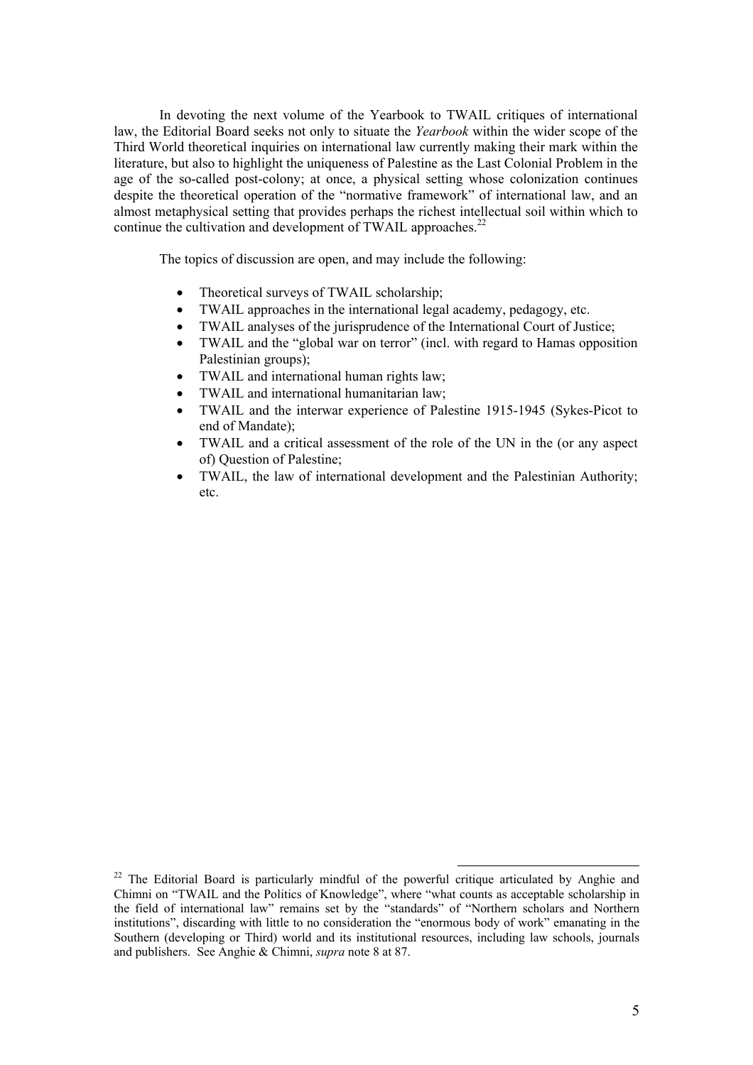In devoting the next volume of the Yearbook to TWAIL critiques of international law, the Editorial Board seeks not only to situate the *Yearbook* within the wider scope of the Third World theoretical inquiries on international law currently making their mark within the literature, but also to highlight the uniqueness of Palestine as the Last Colonial Problem in the age of the so-called post-colony; at once, a physical setting whose colonization continues despite the theoretical operation of the "normative framework" of international law, and an almost metaphysical setting that provides perhaps the richest intellectual soil within which to continue the cultivation and development of TWAIL approaches.[22]

The topics of discussion are open, and may include the following:

- Theoretical surveys of TWAIL scholarship;
- TWAIL approaches in the international legal academy, pedagogy, etc.
- TWAIL analyses of the jurisprudence of the International Court of Justice;
- TWAIL and the "global war on terror" (incl. with regard to Hamas opposition Palestinian groups);
- TWAIL and international human rights law;
- TWAIL and international humanitarian law;
- TWAIL and the interwar experience of Palestine 1915-1945 (Sykes-Picot to end of Mandate);
- TWAIL and a critical assessment of the role of the UN in the (or any aspect of) Question of Palestine;
- TWAIL, the law of international development and the Palestinian Authority; etc.

---

[22] The Editorial Board is particularly mindful of the powerful critique articulated by Anghie and Chimni on "TWAIL and the Politics of Knowledge", where "what counts as acceptable scholarship in the field of international law" remains set by the "standards" of "Northern scholars and Northern institutions", discarding with little to no consideration the "enormous body of work" emanating in the Southern (developing or Third) world and its institutional resources, including law schools, journals and publishers. See Anghie & Chimni, *supra* note 8 at 87.